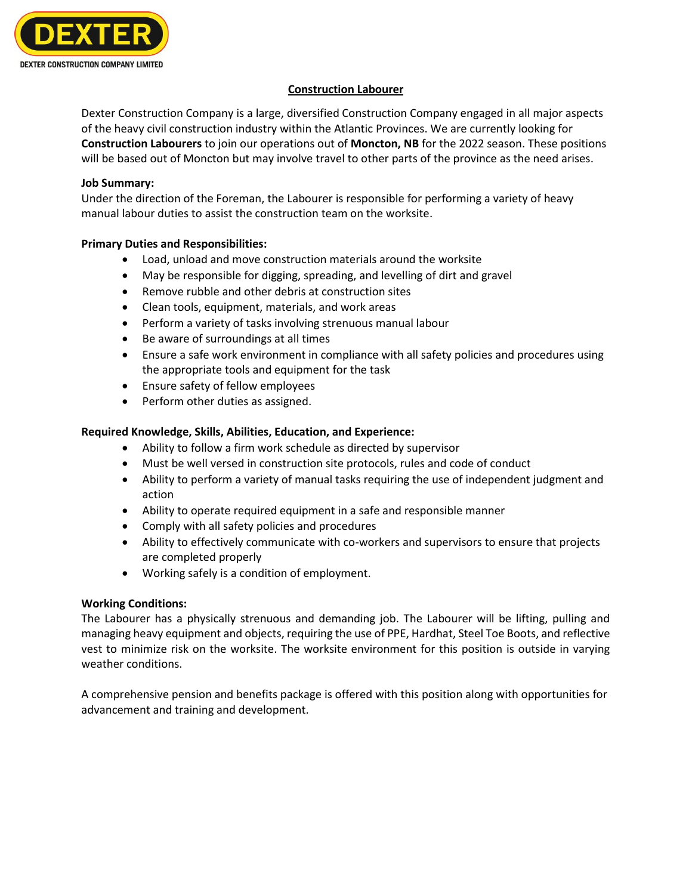DEXTER

DEXTER CONSTRUCTION COMPANY LIMITED

# Construction Labourer

Dexter Construction Company is a large, diversified Construction Company engaged in all major aspects of the heavy civil construction industry within the Atlantic Provinces. We are currently looking for **Construction Labourers** to join our operations out of **Moncton, NB** for the 2022 season. These positions will be based out of Moncton but may involve travel to other parts of the province as the need arises.

**Job Summary:**
Under the direction of the Foreman, the Labourer is responsible for performing a variety of heavy manual labour duties to assist the construction team on the worksite.

**Primary Duties and Responsibilities:**

- Load, unload and move construction materials around the worksite
- May be responsible for digging, spreading, and levelling of dirt and gravel
- Remove rubble and other debris at construction sites
- Clean tools, equipment, materials, and work areas
- Perform a variety of tasks involving strenuous manual labour
- Be aware of surroundings at all times
- Ensure a safe work environment in compliance with all safety policies and procedures using the appropriate tools and equipment for the task
- Ensure safety of fellow employees
- Perform other duties as assigned.

**Required Knowledge, Skills, Abilities, Education, and Experience:**

- Ability to follow a firm work schedule as directed by supervisor
- Must be well versed in construction site protocols, rules and code of conduct
- Ability to perform a variety of manual tasks requiring the use of independent judgment and action
- Ability to operate required equipment in a safe and responsible manner
- Comply with all safety policies and procedures
- Ability to effectively communicate with co-workers and supervisors to ensure that projects are completed properly
- Working safely is a condition of employment.

**Working Conditions:**
The Labourer has a physically strenuous and demanding job. The Labourer will be lifting, pulling and managing heavy equipment and objects, requiring the use of PPE, Hardhat, Steel Toe Boots, and reflective vest to minimize risk on the worksite. The worksite environment for this position is outside in varying weather conditions.

A comprehensive pension and benefits package is offered with this position along with opportunities for advancement and training and development.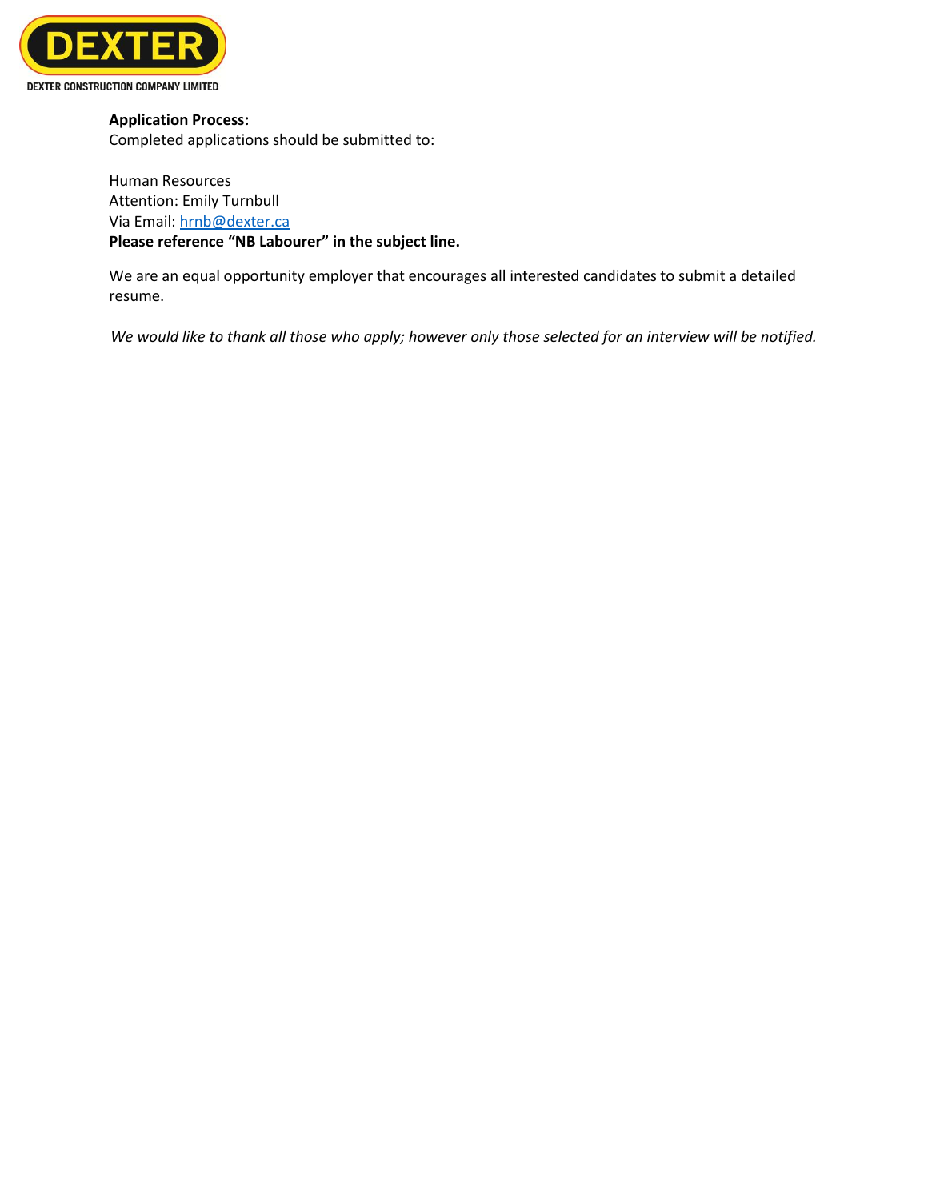**Application Process:**
Completed applications should be submitted to:

Human Resources
Attention: Emily Turnbull
Via Email: hrnb@dexter.ca
**Please reference "NB Labourer" in the subject line.**

We are an equal opportunity employer that encourages all interested candidates to submit a detailed resume.

*We would like to thank all those who apply; however only those selected for an interview will be notified.*